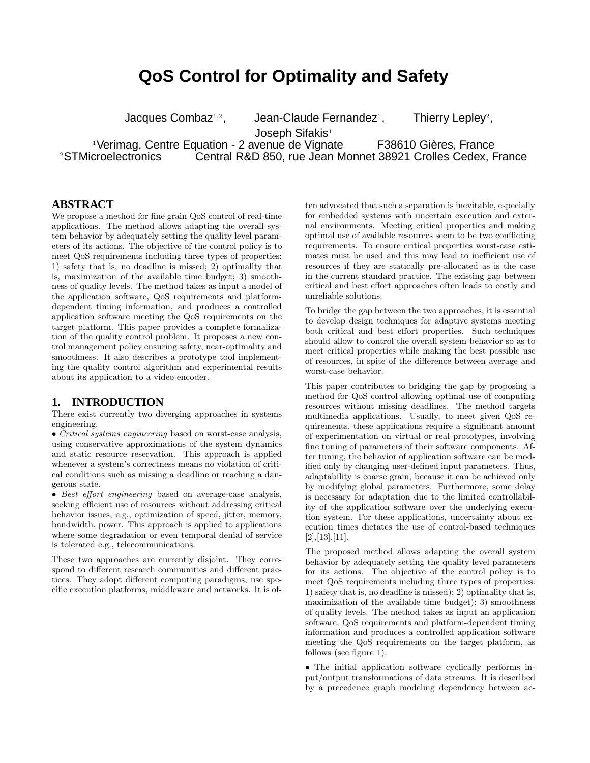# QoS Control for Optimality and Safety

Jacques Combaz[1,2], Jean-Claude Fernandez[1], Thierry Lepley[2], Joseph Sifakis[1]

[1]Verimag, Centre Equation - 2 avenue de Vignate F38610 Gières, France
[2]STMicroelectronics Central R&D 850, rue Jean Monnet 38921 Crolles Cedex, France

## ABSTRACT

We propose a method for fine grain QoS control of real-time applications. The method allows adapting the overall system behavior by adequately setting the quality level parameters of its actions. The objective of the control policy is to meet QoS requirements including three types of properties: 1) safety that is, no deadline is missed; 2) optimality that is, maximization of the available time budget; 3) smoothness of quality levels. The method takes as input a model of the application software, QoS requirements and platform-dependent timing information, and produces a controlled application software meeting the QoS requirements on the target platform. This paper provides a complete formalization of the quality control problem. It proposes a new control management policy ensuring safety, near-optimality and smoothness. It also describes a prototype tool implementing the quality control algorithm and experimental results about its application to a video encoder.

## 1. INTRODUCTION

There exist currently two diverging approaches in systems engineering.

- *Critical systems engineering* based on worst-case analysis, using conservative approximations of the system dynamics and static resource reservation. This approach is applied whenever a system's correctness means no violation of critical conditions such as missing a deadline or reaching a dangerous state.
- *Best effort engineering* based on average-case analysis, seeking efficient use of resources without addressing critical behavior issues, e.g., optimization of speed, jitter, memory, bandwidth, power. This approach is applied to applications where some degradation or even temporal denial of service is tolerated e.g., telecommunications.

These two approaches are currently disjoint. They correspond to different research communities and different practices. They adopt different computing paradigms, use specific execution platforms, middleware and networks. It is often advocated that such a separation is inevitable, especially for embedded systems with uncertain execution and external environments. Meeting critical properties and making optimal use of available resources seem to be two conflicting requirements. To ensure critical properties worst-case estimates must be used and this may lead to inefficient use of resources if they are statically pre-allocated as is the case in the current standard practice. The existing gap between critical and best effort approaches often leads to costly and unreliable solutions.

To bridge the gap between the two approaches, it is essential to develop design techniques for adaptive systems meeting both critical and best effort properties. Such techniques should allow to control the overall system behavior so as to meet critical properties while making the best possible use of resources, in spite of the difference between average and worst-case behavior.

This paper contributes to bridging the gap by proposing a method for QoS control allowing optimal use of computing resources without missing deadlines. The method targets multimedia applications. Usually, to meet given QoS requirements, these applications require a significant amount of experimentation on virtual or real prototypes, involving fine tuning of parameters of their software components. After tuning, the behavior of application software can be modified only by changing user-defined input parameters. Thus, adaptability is coarse grain, because it can be achieved only by modifying global parameters. Furthermore, some delay is necessary for adaptation due to the limited controllability of the application software over the underlying execution system. For these applications, uncertainty about execution times dictates the use of control-based techniques [2],[13],[11].

The proposed method allows adapting the overall system behavior by adequately setting the quality level parameters for its actions. The objective of the control policy is to meet QoS requirements including three types of properties: 1) safety that is, no deadline is missed); 2) optimality that is, maximization of the available time budget; 3) smoothness of quality levels. The method takes as input an application software, QoS requirements and platform-dependent timing information and produces a controlled application software meeting the QoS requirements on the target platform, as follows (see figure 1).

- The initial application software cyclically performs input/output transformations of data streams. It is described by a precedence graph modeling dependency between ac-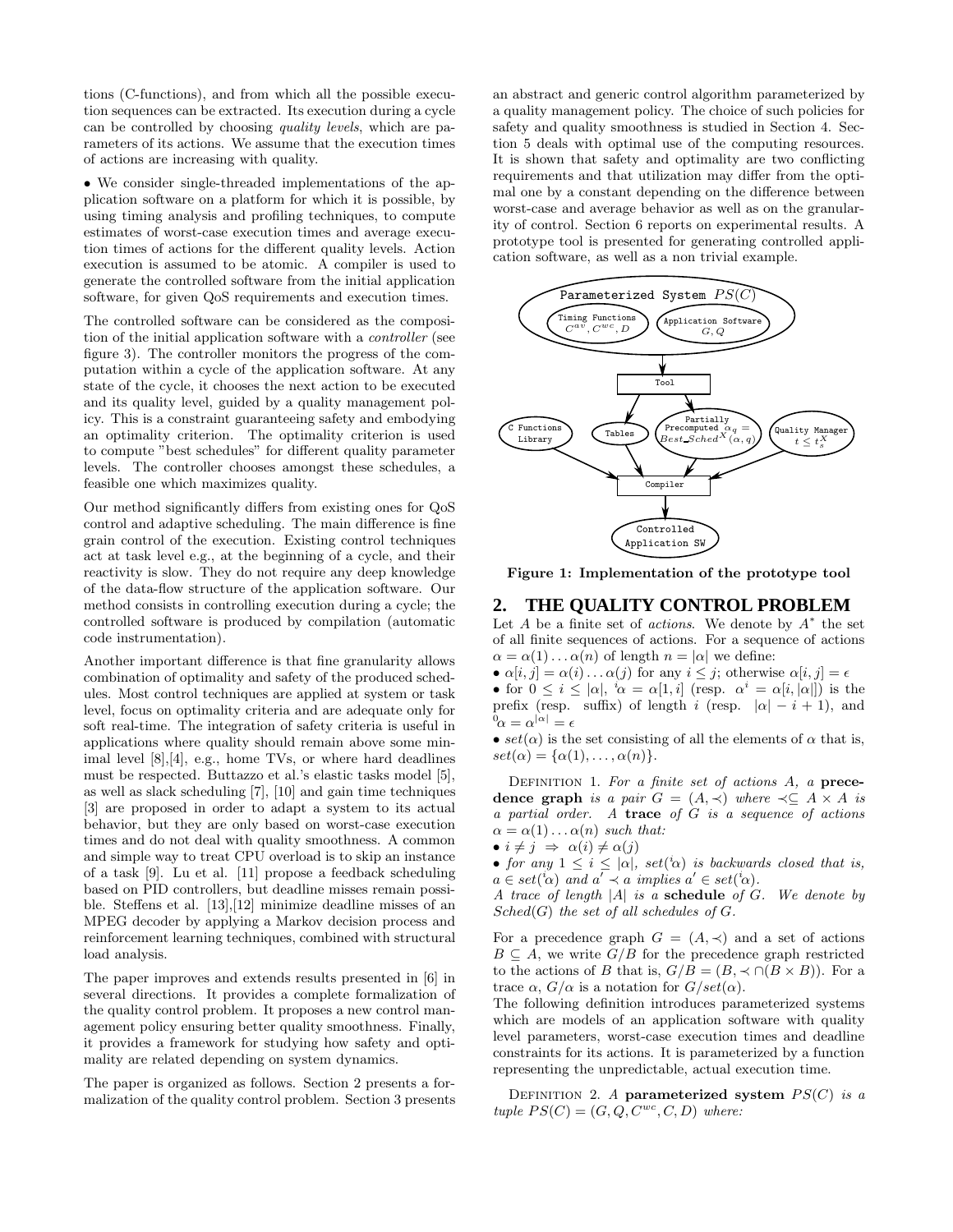tions (C-functions), and from which all the possible execution sequences can be extracted. Its execution during a cycle can be controlled by choosing *quality levels*, which are parameters of its actions. We assume that the execution times of actions are increasing with quality.

- We consider single-threaded implementations of the application software on a platform for which it is possible, by using timing analysis and profiling techniques, to compute estimates of worst-case execution times and average execution times of actions for the different quality levels. Action execution is assumed to be atomic. A compiler is used to generate the controlled software from the initial application software, for given QoS requirements and execution times.

The controlled software can be considered as the composition of the initial application software with a *controller* (see figure 3). The controller monitors the progress of the computation within a cycle of the application software. At any state of the cycle, it chooses the next action to be executed and its quality level, guided by a quality management policy. This is a constraint guaranteeing safety and embodying an optimality criterion. The optimality criterion is used to compute "best schedules" for different quality parameter levels. The controller chooses amongst these schedules, a feasible one which maximizes quality.

Our method significantly differs from existing ones for QoS control and adaptive scheduling. The main difference is fine grain control of the execution. Existing control techniques act at task level e.g., at the beginning of a cycle, and their reactivity is slow. They do not require any deep knowledge of the data-flow structure of the application software. Our method consists in controlling execution during a cycle; the controlled software is produced by compilation (automatic code instrumentation).

Another important difference is that fine granularity allows combination of optimality and safety of the produced schedules. Most control techniques are applied at system or task level, focus on optimality criteria and are adequate only for soft real-time. The integration of safety criteria is useful in applications where quality should remain above some minimal level [8],[4], e.g., home TVs, or where hard deadlines must be respected. Buttazzo et al.'s elastic tasks model [5], as well as slack scheduling [7], [10] and gain time techniques [3] are proposed in order to adapt a system to its actual behavior, but they are only based on worst-case execution times and do not deal with quality smoothness. A common and simple way to treat CPU overload is to skip an instance of a task [9]. Lu et al. [11] propose a feedback scheduling based on PID controllers, but deadline misses remain possible. Steffens et al. [13],[12] minimize deadline misses of an MPEG decoder by applying a Markov decision process and reinforcement learning techniques, combined with structural load analysis.

The paper improves and extends results presented in [6] in several directions. It provides a complete formalization of the quality control problem. It proposes a new control management policy ensuring better quality smoothness. Finally, it provides a framework for studying how safety and optimality are related depending on system dynamics.

The paper is organized as follows. Section 2 presents a formalization of the quality control problem. Section 3 presents an abstract and generic control algorithm parameterized by a quality management policy. The choice of such policies for safety and quality smoothness is studied in Section 4. Section 5 deals with optimal use of the computing resources. It is shown that safety and optimality are two conflicting requirements and that utilization may differ from the optimal one by a constant depending on the difference between worst-case and average behavior as well as on the granularity of control. Section 6 reports on experimental results. A prototype tool is presented for generating controlled application software, as well as a non trivial example.

Parameterized System $PS(C)$

Timing Functions $C^{av}, C^{wc}, D$

Application Software $G, Q$

Tool

C Functions Library

Tables

Partially Precomputed $\alpha_q = Best\_Sched^X(\alpha, q)$

Quality Manager $t \leq t_s^X$

Compiler

Controlled Application SW

**Figure 1: Implementation of the prototype tool**

## 2. THE QUALITY CONTROL PROBLEM

Let $A$ be a finite set of *actions*. We denote by $A^*$ the set of all finite sequences of actions. For a sequence of actions $\alpha = \alpha(1)\ldots\alpha(n)$ of length $n = |\alpha|$ we define:

- $\alpha[i,j] = \alpha(i)\ldots\alpha(j)$ for any $i \leq j$; otherwise $\alpha[i,j] = \epsilon$
- for $0 \leq i \leq |\alpha|$, ${}^i\alpha = \alpha[1,i]$ (resp. $\alpha^i = \alpha[i,|\alpha|]$) is the prefix (resp. suffix) of length $i$ (resp. $|\alpha| - i + 1$), and ${}^0\alpha = \alpha^{|\alpha|} = \epsilon$
- $set(\alpha)$ is the set consisting of all the elements of $\alpha$ that is, $set(\alpha) = \{\alpha(1), \ldots, \alpha(n)\}$.

Definition 1. *For a finite set of actions $A$, a* **precedence graph** *is a pair $G = (A, \prec)$ where $\prec \subseteq A \times A$ is a partial order. A* **trace** *of $G$ is a sequence of actions $\alpha = \alpha(1)\ldots\alpha(n)$ such that:*

- $i \neq j \Rightarrow \alpha(i) \neq \alpha(j)$
- *for any $1 \leq i \leq |\alpha|$, $set({}^i\alpha)$ is backwards closed that is, $a \in set({}^i\alpha)$ and $a' \prec a$ implies $a' \in set({}^i\alpha)$.*

*A trace of length $|A|$ is a* **schedule** *of $G$. We denote by $Sched(G)$ the set of all schedules of $G$.*

For a precedence graph $G = (A, \prec)$ and a set of actions $B \subseteq A$, we write $G/B$ for the precedence graph restricted to the actions of $B$ that is, $G/B = (B, \prec \cap (B \times B))$. For a trace $\alpha$, $G/\alpha$ is a notation for $G/set(\alpha)$.

The following definition introduces parameterized systems which are models of an application software with quality level parameters, worst-case execution times and deadline constraints for its actions. It is parameterized by a function representing the unpredictable, actual execution time.

Definition 2. *A* **parameterized system** *$PS(C)$ is a tuple $PS(C) = (G, Q, C^{wc}, C, D)$ where:*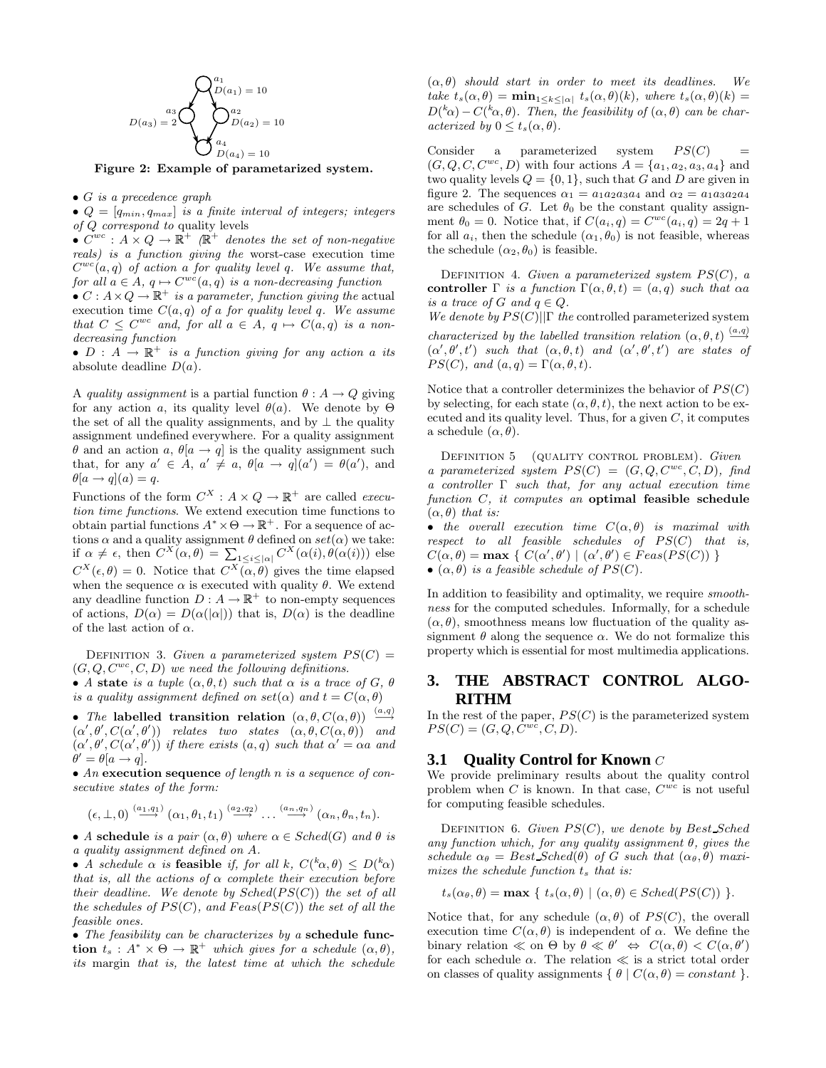Figure 2: Example of parametarized system.

- *$G$ is a precedence graph*
- *$Q = [q_{min}, q_{max}]$ is a finite interval of integers; integers of $Q$ correspond to* quality levels
- *$C^{wc} : A \times Q \to \mathbb{R}^+$ ($\mathbb{R}^+$ denotes the set of non-negative reals) is a function giving the* worst-case execution time *$C^{wc}(a, q)$ of action $a$ for quality level $q$. We assume that, for all $a \in A$, $q \mapsto C^{wc}(a, q)$ is a non-decreasing function*
- *$C : A \times Q \to \mathbb{R}^+$ is a parameter, function giving the* actual execution time *$C(a, q)$ of $a$ for quality level $q$. We assume that $C \leq C^{wc}$ and, for all $a \in A$, $q \mapsto C(a, q)$ is a non-decreasing function*
- *$D : A \to \mathbb{R}^+$ is a function giving for any action $a$ its* absolute deadline *$D(a)$.*

A *quality assignment* is a partial function $\theta : A \to Q$ giving for any action $a$, its quality level $\theta(a)$. We denote by $\Theta$ the set of all the quality assignments, and by $\perp$ the quality assignment undefined everywhere. For a quality assignment $\theta$ and an action $a$, $\theta[a \to q]$ is the quality assignment such that, for any $a' \in A$, $a' \neq a$, $\theta[a \to q](a') = \theta(a')$, and $\theta[a \to q](a) = q$.

Functions of the form $C^X : A \times Q \to \mathbb{R}^+$ are called *execution time functions*. We extend execution time functions to obtain partial functions $A^* \times \Theta \to \mathbb{R}^+$. For a sequence of actions $\alpha$ and a quality assignment $\theta$ defined on $set(\alpha)$ we take: if $\alpha \neq \epsilon$, then $C^X(\alpha, \theta) = \sum_{1 \leq i \leq |\alpha|} C^X(\alpha(i), \theta(\alpha(i)))$ else $C^X(\epsilon, \theta) = 0$. Notice that $C^X(\alpha, \theta)$ gives the time elapsed when the sequence $\alpha$ is executed with quality $\theta$. We extend any deadline function $D : A \to \mathbb{R}^+$ to non-empty sequences of actions, $D(\alpha) = D(\alpha(|\alpha|))$ that is, $D(\alpha)$ is the deadline of the last action of $\alpha$.

Definition 3. *Given a parameterized system $PS(C) = (G, Q, C^{wc}, C, D)$ we need the following definitions.*

- *A* **state** *is a tuple $(\alpha, \theta, t)$ such that $\alpha$ is a trace of $G$, $\theta$ is a quality assignment defined on $set(\alpha)$ and $t = C(\alpha, \theta)$*
- *The* **labelled transition relation** *$(\alpha, \theta, C(\alpha, \theta)) \xrightarrow{(a,q)} (\alpha', \theta', C(\alpha', \theta'))$ relates two states $(\alpha, \theta, C(\alpha, \theta))$ and $(\alpha', \theta', C(\alpha', \theta'))$ if there exists $(a, q)$ such that $\alpha' = \alpha a$ and $\theta' = \theta[a \to q]$.*
- *An* **execution sequence** *of length $n$ is a sequence of consecutive states of the form:*

$$(\epsilon, \perp, 0) \xrightarrow{(a_1,q_1)} (\alpha_1, \theta_1, t_1) \xrightarrow{(a_2,q_2)} \ldots \xrightarrow{(a_n,q_n)} (\alpha_n, \theta_n, t_n).$$

- *A* **schedule** *is a pair $(\alpha, \theta)$ where $\alpha \in Sched(G)$ and $\theta$ is a quality assignment defined on $A$.*
- *A schedule $\alpha$ is* **feasible** *if, for all $k$, $C({}^k\alpha, \theta) \leq D({}^k\alpha)$ that is, all the actions of $\alpha$ complete their execution before their deadline. We denote by $Sched(PS(C))$ the set of all the schedules of $PS(C)$, and $Feas(PS(C))$ the set of all the feasible ones.*
- *The feasibility can be characterizes by a* **schedule function** *$t_s : A^* \times \Theta \to \mathbb{R}^+$ which gives for a schedule $(\alpha, \theta)$, its* margin *that is, the latest time at which the schedule $(\alpha, \theta)$ should start in order to meet its deadlines. We take $t_s(\alpha, \theta) = \mathbf{min}_{1 \leq k \leq |\alpha|}\ t_s(\alpha, \theta)(k)$, where $t_s(\alpha, \theta)(k) = D({}^k\alpha) - C({}^k\alpha, \theta)$. Then, the feasibility of $(\alpha, \theta)$ can be characterized by $0 \leq t_s(\alpha, \theta)$.*

Consider a parameterized system $PS(C) = (G, Q, C, C^{wc}, D)$ with four actions $A = \{a_1, a_2, a_3, a_4\}$ and two quality levels $Q = \{0, 1\}$, such that $G$ and $D$ are given in figure 2. The sequences $\alpha_1 = a_1a_2a_3a_4$ and $\alpha_2 = a_1a_3a_2a_4$ are schedules of $G$. Let $\theta_0$ be the constant quality assignment $\theta_0 = 0$. Notice that, if $C(a_i, q) = C^{wc}(a_i, q) = 2q + 1$ for all $a_i$, then the schedule $(\alpha_1, \theta_0)$ is not feasible, whereas the schedule $(\alpha_2, \theta_0)$ is feasible.

Definition 4. *Given a parameterized system $PS(C)$, a* **controller** *$\Gamma$ is a function $\Gamma(\alpha, \theta, t) = (a, q)$ such that $\alpha a$ is a trace of $G$ and $q \in Q$.*
*We denote by $PS(C)||\Gamma$ the* controlled parameterized system *characterized by the labelled transition relation $(\alpha, \theta, t) \xrightarrow{(a,q)} (\alpha', \theta', t')$ such that $(\alpha, \theta, t)$ and $(\alpha', \theta', t')$ are states of $PS(C)$, and $(a, q) = \Gamma(\alpha, \theta, t)$.*

Notice that a controller determinizes the behavior of $PS(C)$ by selecting, for each state $(\alpha, \theta, t)$, the next action to be executed and its quality level. Thus, for a given $C$, it computes a schedule $(\alpha, \theta)$.

Definition 5 (quality control problem). *Given a parameterized system $PS(C) = (G, Q, C^{wc}, C, D)$, find a controller $\Gamma$ such that, for any actual execution time function $C$, it computes an* **optimal feasible schedule** *$(\alpha, \theta)$ that is:*

- *the overall execution time $C(\alpha, \theta)$ is maximal with respect to all feasible schedules of $PS(C)$ that is, $C(\alpha, \theta) = \mathbf{max}\ \{\ C(\alpha', \theta') \mid (\alpha', \theta') \in Feas(PS(C))\ \}$*
- *$(\alpha, \theta)$ is a feasible schedule of $PS(C)$.*

In addition to feasibility and optimality, we require *smoothness* for the computed schedules. Informally, for a schedule $(\alpha, \theta)$, smoothness means low fluctuation of the quality assignment $\theta$ along the sequence $\alpha$. We do not formalize this property which is essential for most multimedia applications.

# 3. THE ABSTRACT CONTROL ALGORITHM

In the rest of the paper, $PS(C)$ is the parameterized system $PS(C) = (G, Q, C^{wc}, C, D)$.

## 3.1 Quality Control for Known $C$

We provide preliminary results about the quality control problem when $C$ is known. In that case, $C^{wc}$ is not useful for computing feasible schedules.

Definition 6. *Given $PS(C)$, we denote by $Best\_Sched$ any function which, for any quality assignment $\theta$, gives the schedule $\alpha_\theta = Best\_Sched(\theta)$ of $G$ such that $(\alpha_\theta, \theta)$ maximizes the schedule function $t_s$ that is:*

$$t_s(\alpha_\theta, \theta) = \mathbf{max}\ \{\ t_s(\alpha, \theta) \mid (\alpha, \theta) \in Sched(PS(C))\ \}.$$

Notice that, for any schedule $(\alpha, \theta)$ of $PS(C)$, the overall execution time $C(\alpha, \theta)$ is independent of $\alpha$. We define the binary relation $\ll$ on $\Theta$ by $\theta \ll \theta' \Leftrightarrow C(\alpha, \theta) < C(\alpha, \theta')$ for each schedule $\alpha$. The relation $\ll$ is a strict total order on classes of quality assignments $\{\ \theta \mid C(\alpha, \theta) = constant\ \}$.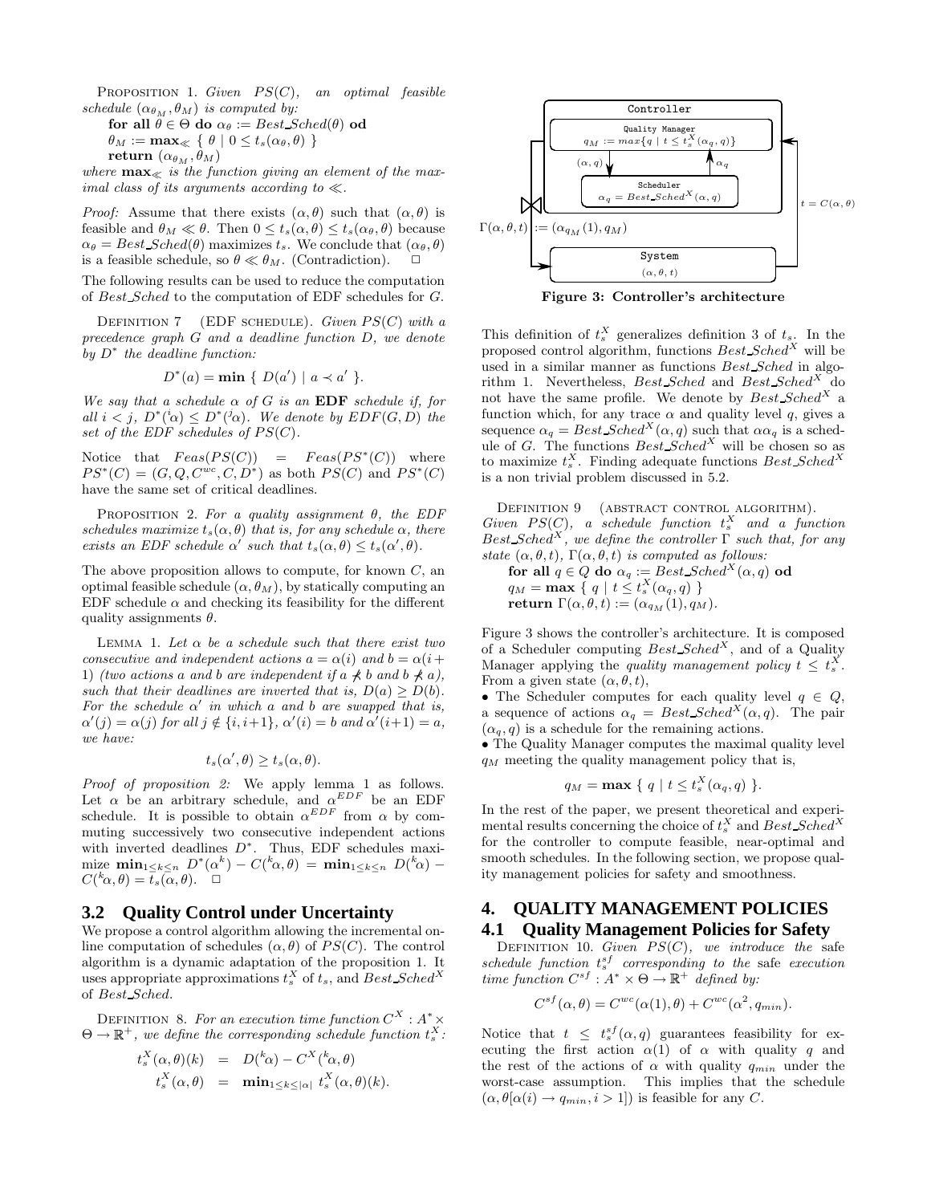PROPOSITION 1. *Given $PS(C)$, an optimal feasible schedule $(\alpha_{\theta_M}, \theta_M)$ is computed by:*

**for all** $\theta \in \Theta$ **do** $\alpha_\theta := Best\_Sched(\theta)$ **od**
$\theta_M := \mathbf{max}_{\ll} \{ \theta \mid 0 \leq t_s(\alpha_\theta, \theta) \}$
**return** $(\alpha_{\theta_M}, \theta_M)$

*where* $\mathbf{max}_{\ll}$ *is the function giving an element of the maximal class of its arguments according to* $\ll$.

*Proof:* Assume that there exists $(\alpha, \theta)$ such that $(\alpha, \theta)$ is feasible and $\theta_M \ll \theta$. Then $0 \leq t_s(\alpha, \theta) \leq t_s(\alpha_\theta, \theta)$ because $\alpha_\theta = Best\_Sched(\theta)$ maximizes $t_s$. We conclude that $(\alpha_\theta, \theta)$ is a feasible schedule, so $\theta \ll \theta_M$. (Contradiction). □

The following results can be used to reduce the computation of $Best\_Sched$ to the computation of EDF schedules for $G$.

DEFINITION 7 (EDF SCHEDULE). *Given $PS(C)$ with a precedence graph $G$ and a deadline function $D$, we denote by $D^*$ the deadline function:*

$$D^*(a) = \mathbf{min} \{ D(a') \mid a \prec a' \}.$$

*We say that a schedule $\alpha$ of $G$ is an* **EDF** *schedule if, for all $i < j$, $D^*({}^i\alpha) \leq D^*({}^j\alpha)$. We denote by $EDF(G, D)$ the set of the EDF schedules of $PS(C)$.*

Notice that $Feas(PS(C)) = Feas(PS^*(C))$ where $PS^*(C) = (G, Q, C^{wc}, C, D^*)$ as both $PS(C)$ and $PS^*(C)$ have the same set of critical deadlines.

PROPOSITION 2. *For a quality assignment $\theta$, the EDF schedules maximize $t_s(\alpha, \theta)$ that is, for any schedule $\alpha$, there exists an EDF schedule $\alpha'$ such that $t_s(\alpha, \theta) \leq t_s(\alpha', \theta)$.*

The above proposition allows to compute, for known $C$, an optimal feasible schedule $(\alpha, \theta_M)$, by statically computing an EDF schedule $\alpha$ and checking its feasibility for the different quality assignments $\theta$.

LEMMA 1. *Let $\alpha$ be a schedule such that there exist two consecutive and independent actions $a = \alpha(i)$ and $b = \alpha(i+1)$ (two actions $a$ and $b$ are independent if $a \not\prec b$ and $b \not\prec a$), such that their deadlines are inverted that is, $D(a) \geq D(b)$. For the schedule $\alpha'$ in which $a$ and $b$ are swapped that is, $\alpha'(j) = \alpha(j)$ for all $j \notin \{i, i+1\}$, $\alpha'(i) = b$ and $\alpha'(i+1) = a$, we have:*

$$t_s(\alpha', \theta) \geq t_s(\alpha, \theta).$$

*Proof of proposition 2:* We apply lemma 1 as follows. Let $\alpha$ be an arbitrary schedule, and $\alpha^{EDF}$ be an EDF schedule. It is possible to obtain $\alpha^{EDF}$ from $\alpha$ by commuting successively two consecutive independent actions with inverted deadlines $D^*$. Thus, EDF schedules maximize $\mathbf{min}_{1 \leq k \leq n} D^*(\alpha^k) - C({}^k\alpha, \theta) = \mathbf{min}_{1 \leq k \leq n} D({}^k\alpha) - C({}^k\alpha, \theta) = t_s(\alpha, \theta)$. □

## 3.2 Quality Control under Uncertainty

We propose a control algorithm allowing the incremental online computation of schedules $(\alpha, \theta)$ of $PS(C)$. The control algorithm is a dynamic adaptation of the proposition 1. It uses appropriate approximations $t_s^X$ of $t_s$, and $Best\_Sched^X$ of $Best\_Sched$.

DEFINITION 8. *For an execution time function $C^X : A^* \times \Theta \to \mathbb{R}^+$, we define the corresponding schedule function $t_s^X$:*

$$\begin{aligned} t_s^X(\alpha, \theta)(k) &= D({}^k\alpha) - C^X({}^k\alpha, \theta) \\ t_s^X(\alpha, \theta) &= \mathbf{min}_{1 \leq k \leq |\alpha|} t_s^X(\alpha, \theta)(k). \end{aligned}$$

Figure 3: Controller's architecture

This definition of $t_s^X$ generalizes definition 3 of $t_s$. In the proposed control algorithm, functions $Best\_Sched^X$ will be used in a similar manner as functions $Best\_Sched$ in algorithm 1. Nevertheless, $Best\_Sched$ and $Best\_Sched^X$ do not have the same profile. We denote by $Best\_Sched^X$ a function which, for any trace $\alpha$ and quality level $q$, gives a sequence $\alpha_q = Best\_Sched^X(\alpha, q)$ such that $\alpha\alpha_q$ is a schedule of $G$. The functions $Best\_Sched^X$ will be chosen so as to maximize $t_s^X$. Finding adequate functions $Best\_Sched^X$ is a non trivial problem discussed in 5.2.

DEFINITION 9 (ABSTRACT CONTROL ALGORITHM). *Given $PS(C)$, a schedule function $t_s^X$ and a function $Best\_Sched^X$, we define the controller $\Gamma$ such that, for any state $(\alpha, \theta, t)$, $\Gamma(\alpha, \theta, t)$ is computed as follows:*

**for all** $q \in Q$ **do** $\alpha_q := Best\_Sched^X(\alpha, q)$ **od**
$q_M := \mathbf{max} \{ q \mid t \leq t_s^X(\alpha_q, q) \}$
**return** $\Gamma(\alpha, \theta, t) := (\alpha_{q_M}(1), q_M)$.

Figure 3 shows the controller's architecture. It is composed of a Scheduler computing $Best\_Sched^X$, and of a Quality Manager applying the *quality management policy* $t \leq t_s^X$. From a given state $(\alpha, \theta, t)$,

- The Scheduler computes for each quality level $q \in Q$, a sequence of actions $\alpha_q = Best\_Sched^X(\alpha, q)$. The pair $(\alpha_q, q)$ is a schedule for the remaining actions.
- The Quality Manager computes the maximal quality level $q_M$ meeting the quality management policy that is,

$$q_M = \mathbf{max} \{ q \mid t \leq t_s^X(\alpha_q, q) \}.$$

In the rest of the paper, we present theoretical and experimental results concerning the choice of $t_s^X$ and $Best\_Sched^X$ for the controller to compute feasible, near-optimal and smooth schedules. In the following section, we propose quality management policies for safety and smoothness.

# 4. QUALITY MANAGEMENT POLICIES

## 4.1 Quality Management Policies for Safety

DEFINITION 10. *Given $PS(C)$, we introduce the* safe *schedule function $t_s^{sf}$ corresponding to the* safe *execution time function $C^{sf} : A^* \times \Theta \to \mathbb{R}^+$ defined by:*

$$C^{sf}(\alpha, \theta) = C^{wc}(\alpha(1), \theta) + C^{wc}(\alpha^2, q_{min}).$$

Notice that $t \leq t_s^{sf}(\alpha, q)$ guarantees feasibility for executing the first action $\alpha(1)$ of $\alpha$ with quality $q$ and the rest of the actions of $\alpha$ with quality $q_{min}$ under the worst-case assumption. This implies that the schedule $(\alpha, \theta[\alpha(i) \to q_{min}, i > 1])$ is feasible for any $C$.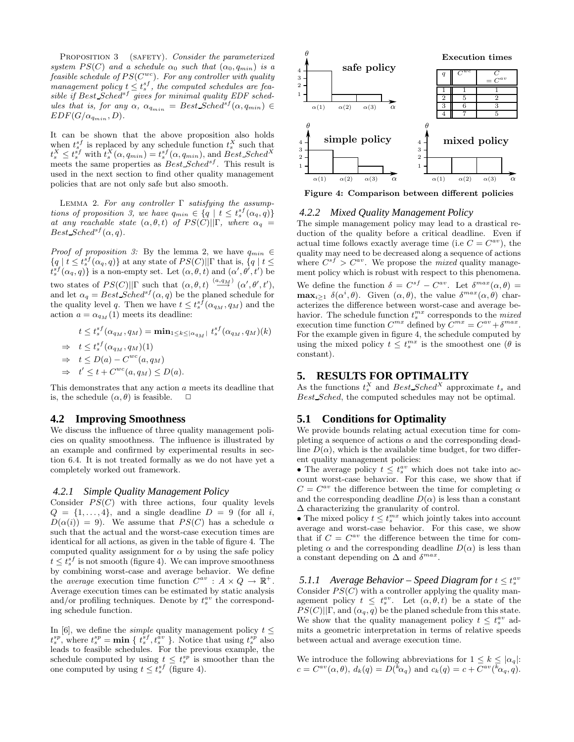PROPOSITION 3 (SAFETY). *Consider the parameterized system $PS(C)$ and a schedule $\alpha_0$ such that $(\alpha_0, q_{min})$ is a feasible schedule of $PS(C^{wc})$. For any controller with quality management policy $t \leq t_s^{sf}$, the computed schedules are feasible if $Best\_Sched^{sf}$ gives for minimal quality EDF schedules that is, for any $\alpha$, $\alpha_{q_{min}} = Best\_Sched^{sf}(\alpha, q_{min}) \in EDF(G/\alpha_{q_{min}}, D)$.*

It can be shown that the above proposition also holds when $t_s^{sf}$ is replaced by any schedule function $t_s^X$ such that $t_s^X \leq t_s^{sf}$ with $t_s^X(\alpha, q_{min}) = t_s^{sf}(\alpha, q_{min})$, and $Best\_Sched^X$ meets the same properties as $Best\_Sched^{sf}$. This result is used in the next section to find other quality management policies that are not only safe but also smooth.

LEMMA 2. *For any controller $\Gamma$ satisfying the assumptions of proposition 3, we have $q_{min} \in \{q \mid t \leq t_s^{sf}(\alpha_q, q)\}$ at any reachable state $(\alpha, \theta, t)$ of $PS(C)||\Gamma$, where $\alpha_q = Best\_Sched^{sf}(\alpha, q)$.*

*Proof of proposition 3:* By the lemma 2, we have $q_{min} \in \{q \mid t \leq t_s^{sf}(\alpha_q, q)\}$ at any state of $PS(C)||\Gamma$ that is, $\{q \mid t \leq t_s^{sf}(\alpha_q, q)\}$ is a non-empty set. Let $(\alpha, \theta, t)$ and $(\alpha', \theta', t')$ be two states of $PS(C)||\Gamma$ such that $(\alpha, \theta, t) \overset{(a, q_M)}{\longrightarrow} (\alpha', \theta', t')$, and let $\alpha_q = Best\_Sched^{sf}(\alpha, q)$ be the planed schedule for the quality level $q$. Then we have $t \leq t_s^{sf}(\alpha_{q_M}, q_M)$ and the action $a = \alpha_{q_M}(1)$ meets its deadline:

$$
\begin{aligned}
& t \leq t_s^{sf}(\alpha_{q_M}, q_M) = \mathbf{min}_{1 \leq k \leq |\alpha_{q_M}|}\ t_s^{sf}(\alpha_{q_M}, q_M)(k) \\
\Rightarrow\ & t \leq t_s^{sf}(\alpha_{q_M}, q_M)(1) \\
\Rightarrow\ & t \leq D(a) - C^{wc}(a, q_M) \\
\Rightarrow\ & t' \leq t + C^{wc}(a, q_M) \leq D(a).
\end{aligned}
$$

This demonstrates that any action $a$ meets its deadline that is, the schedule $(\alpha, \theta)$ is feasible. $\Box$

## 4.2 Improving Smoothness

We discuss the influence of three quality management policies on quality smoothness. The influence is illustrated by an example and confirmed by experimental results in section 6.4. It is not treated formally as we do not have yet a completely worked out framework.

### 4.2.1 Simple Quality Management Policy

Consider $PS(C)$ with three actions, four quality levels $Q = \{1, \ldots, 4\}$, and a single deadline $D = 9$ (for all $i$, $D(\alpha(i)) = 9$). We assume that $PS(C)$ has a schedule $\alpha$ such that the actual and the worst-case execution times are identical for all actions, as given in the table of figure 4. The computed quality assignment for $\alpha$ by using the safe policy $t \leq t_s^{sf}$ is not smooth (figure 4). We can improve smoothness by combining worst-case and average behavior. We define the *average* execution time function $C^{av} : A \times Q \to \mathbb{R}^+$. Average execution times can be estimated by static analysis and/or profiling techniques. Denote by $t_s^{av}$ the corresponding schedule function.

In [6], we define the *simple* quality management policy $t \leq t_s^{sp}$, where $t_s^{sp} = \mathbf{min}\ \{\ t_s^{sf}, t_s^{av}\ \}$. Notice that using $t_s^{sp}$ also leads to feasible schedules. For the previous example, the schedule computed by using $t \leq t_s^{sp}$ is smoother than the one computed by using $t \leq t_s^{sf}$ (figure 4).

**Execution times**

| $q$ | $C^{wc}$ | $C = C^{av}$ |
|---|---|---|
| 1 | 1 | 1 |
| 2 | 5 | 2 |
| 3 | 6 | 3 |
| 4 | 7 | 5 |

**Figure 4: Comparison between different policies**

### 4.2.2 Mixed Quality Management Policy

The simple management policy may lead to a drastical reduction of the quality before a critical deadline. Even if actual time follows exactly average time (i.e $C = C^{av}$), the quality may need to be decreased along a sequence of actions where $C^{sf} > C^{av}$. We propose the *mixed* quality management policy which is robust with respect to this phenomena. We define the function $\delta = C^{sf} - C^{av}$. Let $\delta^{max}(\alpha, \theta) = \mathbf{max}_{i \geq 1}\ \delta(\alpha^i, \theta)$. Given $(\alpha, \theta)$, the value $\delta^{max}(\alpha, \theta)$ characterizes the difference between worst-case and average behavior. The schedule function $t_s^{mx}$ corresponds to the *mixed* execution time function $C^{mx}$ defined by $C^{mx} = C^{av} + \delta^{max}$. For the example given in figure 4, the schedule computed by using the mixed policy $t \leq t_s^{mx}$ is the smoothest one ($\theta$ is constant).

# 5. RESULTS FOR OPTIMALITY

As the functions $t_s^X$ and $Best\_Sched^X$ approximate $t_s$ and $Best\_Sched$, the computed schedules may not be optimal.

## 5.1 Conditions for Optimality

We provide bounds relating actual execution time for completing a sequence of actions $\alpha$ and the corresponding deadline $D(\alpha)$, which is the available time budget, for two different quality management policies:

- The average policy $t \leq t_s^{av}$ which does not take into account worst-case behavior. For this case, we show that if $C = C^{av}$ the difference between the time for completing $\alpha$ and the corresponding deadline $D(\alpha)$ is less than a constant $\Delta$ characterizing the granularity of control.
- The mixed policy $t \leq t_s^{mx}$ which jointly takes into account average and worst-case behavior. For this case, we show that if $C = C^{av}$ the difference between the time for completing $\alpha$ and the corresponding deadline $D(\alpha)$ is less than a constant depending on $\Delta$ and $\delta^{max}$.

### 5.1.1 Average Behavior – Speed Diagram for $t \leq t_s^{av}$

Consider $PS(C)$ with a controller applying the quality management policy $t \leq t_s^{av}$. Let $(\alpha, \theta, t)$ be a state of the $PS(C)||\Gamma$, and $(\alpha_q, q)$ be the planed schedule from this state. We show that the quality management policy $t \leq t_s^{av}$ admits a geometric interpretation in terms of relative speeds between actual and average execution time.

We introduce the following abbreviations for $1 \leq k \leq |\alpha_q|$: $c = C^{av}(\alpha, \theta)$, $d_k(q) = D({}^k\alpha_q)$ and $c_k(q) = c + C^{av}({}^k\alpha_q, q)$.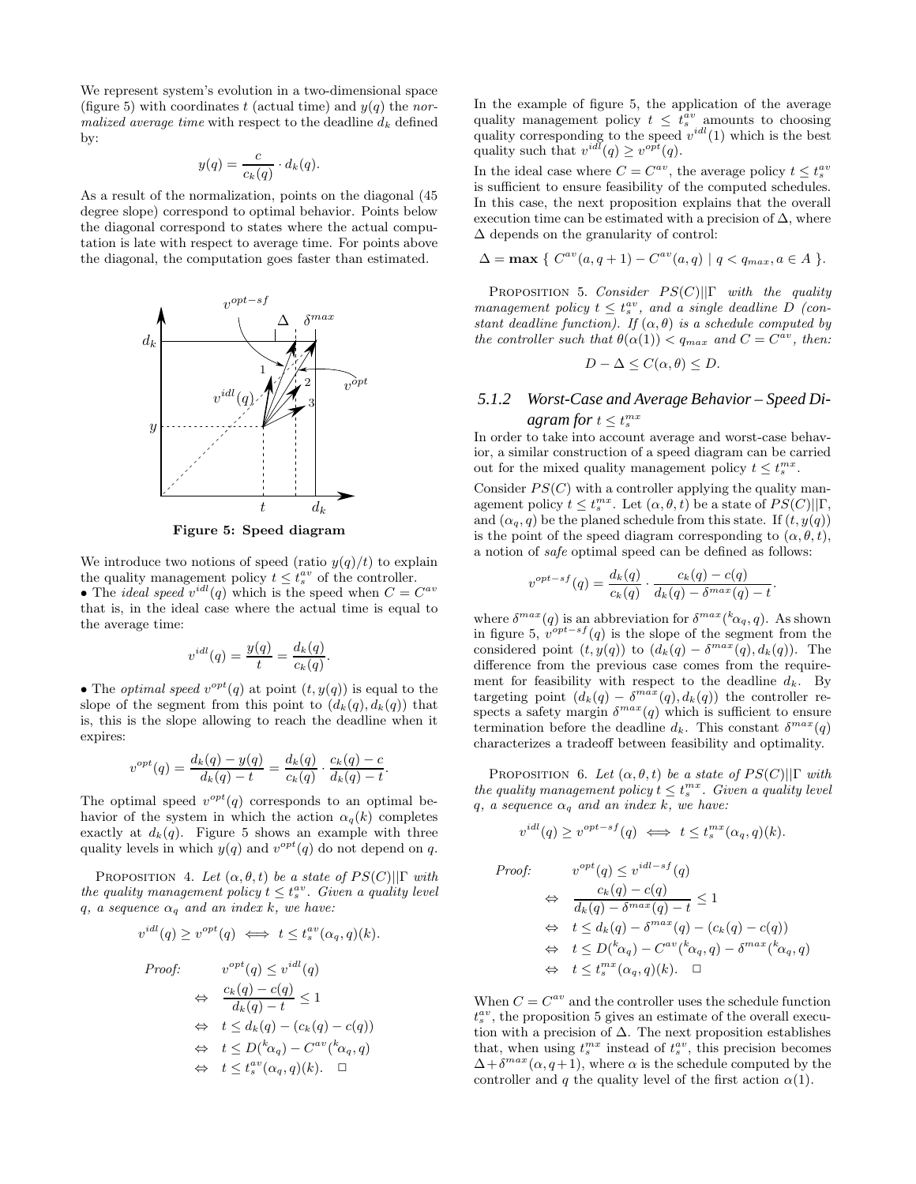We represent system's evolution in a two-dimensional space (figure 5) with coordinates $t$ (actual time) and $y(q)$ the *normalized average time* with respect to the deadline $d_k$ defined by:

$$y(q) = \frac{c}{c_k(q)} \cdot d_k(q).$$

As a result of the normalization, points on the diagonal (45 degree slope) correspond to optimal behavior. Points below the diagonal correspond to states where the actual computation is late with respect to average time. For points above the diagonal, the computation goes faster than estimated.

**Figure 5: Speed diagram**

We introduce two notions of speed (ratio $y(q)/t$) to explain the quality management policy $t \leq t_s^{av}$ of the controller.

- The *ideal speed* $v^{idl}(q)$ which is the speed when $C = C^{av}$ that is, in the ideal case where the actual time is equal to the average time:

$$v^{idl}(q) = \frac{y(q)}{t} = \frac{d_k(q)}{c_k(q)}.$$

- The *optimal speed* $v^{opt}(q)$ at point $(t, y(q))$ is equal to the slope of the segment from this point to $(d_k(q), d_k(q))$ that is, this is the slope allowing to reach the deadline when it expires:

$$v^{opt}(q) = \frac{d_k(q) - y(q)}{d_k(q) - t} = \frac{d_k(q)}{c_k(q)} \cdot \frac{c_k(q) - c}{d_k(q) - t}.$$

The optimal speed $v^{opt}(q)$ corresponds to an optimal behavior of the system in which the action $\alpha_q(k)$ completes exactly at $d_k(q)$. Figure 5 shows an example with three quality levels in which $y(q)$ and $v^{opt}(q)$ do not depend on $q$.

PROPOSITION 4. *Let $(\alpha, \theta, t)$ be a state of $PS(C)||\Gamma$ with the quality management policy $t \leq t_s^{av}$. Given a quality level $q$, a sequence $\alpha_q$ and an index $k$, we have:*

$$v^{idl}(q) \geq v^{opt}(q) \iff t \leq t_s^{av}(\alpha_q, q)(k).$$

*Proof:*

$$\begin{aligned} & v^{opt}(q) \leq v^{idl}(q) \\ \Leftrightarrow \quad & \frac{c_k(q) - c(q)}{d_k(q) - t} \leq 1 \\ \Leftrightarrow \quad & t \leq d_k(q) - (c_k(q) - c(q)) \\ \Leftrightarrow \quad & t \leq D({}^k\alpha_q) - C^{av}({}^k\alpha_q, q) \\ \Leftrightarrow \quad & t \leq t_s^{av}(\alpha_q, q)(k). \quad \Box \end{aligned}$$

In the example of figure 5, the application of the average quality management policy $t \leq t_s^{av}$ amounts to choosing quality corresponding to the speed $v^{idl}(1)$ which is the best quality such that $v^{idl}(q) \geq v^{opt}(q)$.

In the ideal case where $C = C^{av}$, the average policy $t \leq t_s^{av}$ is sufficient to ensure feasibility of the computed schedules. In this case, the next proposition explains that the overall execution time can be estimated with a precision of $\Delta$, where $\Delta$ depends on the granularity of control:

$$\Delta = \mathbf{max} \; \{ \; C^{av}(a, q+1) - C^{av}(a, q) \mid q < q_{max}, a \in A \; \}.$$

PROPOSITION 5. *Consider $PS(C)||\Gamma$ with the quality management policy $t \leq t_s^{av}$, and a single deadline $D$ (constant deadline function). If $(\alpha, \theta)$ is a schedule computed by the controller such that $\theta(\alpha(1)) < q_{max}$ and $C = C^{av}$, then:*

$$D - \Delta \leq C(\alpha, \theta) \leq D.$$

### 5.1.2 Worst-Case and Average Behavior – Speed Diagram for $t \leq t_s^{mx}$

In order to take into account average and worst-case behavior, a similar construction of a speed diagram can be carried out for the mixed quality management policy $t \leq t_s^{mx}$.

Consider $PS(C)$ with a controller applying the quality management policy $t \leq t_s^{mx}$. Let $(\alpha, \theta, t)$ be a state of $PS(C)||\Gamma$, and $(\alpha_q, q)$ be the planed schedule from this state. If $(t, y(q))$ is the point of the speed diagram corresponding to $(\alpha, \theta, t)$, a notion of *safe* optimal speed can be defined as follows:

$$v^{opt-sf}(q) = \frac{d_k(q)}{c_k(q)} \cdot \frac{c_k(q) - c(q)}{d_k(q) - \delta^{max}(q) - t}.$$

where $\delta^{max}(q)$ is an abbreviation for $\delta^{max}({}^k\alpha_q, q)$. As shown in figure 5, $v^{opt-sf}(q)$ is the slope of the segment from the considered point $(t, y(q))$ to $(d_k(q) - \delta^{max}(q), d_k(q))$. The difference from the previous case comes from the requirement for feasibility with respect to the deadline $d_k$. By targeting point $(d_k(q) - \delta^{max}(q), d_k(q))$ the controller respects a safety margin $\delta^{max}(q)$ which is sufficient to ensure termination before the deadline $d_k$. This constant $\delta^{max}(q)$ characterizes a tradeoff between feasibility and optimality.

PROPOSITION 6. *Let $(\alpha, \theta, t)$ be a state of $PS(C)||\Gamma$ with the quality management policy $t \leq t_s^{mx}$. Given a quality level $q$, a sequence $\alpha_q$ and an index $k$, we have:*

$$v^{idl}(q) \geq v^{opt-sf}(q) \iff t \leq t_s^{mx}(\alpha_q, q)(k).$$

*Proof:*

$$\begin{aligned} & v^{opt}(q) \leq v^{idl-sf}(q) \\ \Leftrightarrow \quad & \frac{c_k(q) - c(q)}{d_k(q) - \delta^{max}(q) - t} \leq 1 \\ \Leftrightarrow \quad & t \leq d_k(q) - \delta^{max}(q) - (c_k(q) - c(q)) \\ \Leftrightarrow \quad & t \leq D({}^k\alpha_q) - C^{av}({}^k\alpha_q, q) - \delta^{max}({}^k\alpha_q, q) \\ \Leftrightarrow \quad & t \leq t_s^{mx}(\alpha_q, q)(k). \quad \Box \end{aligned}$$

When $C = C^{av}$ and the controller uses the schedule function $t_s^{av}$, the proposition 5 gives an estimate of the overall execution with a precision of $\Delta$. The next proposition establishes that, when using $t_s^{mx}$ instead of $t_s^{av}$, this precision becomes $\Delta + \delta^{max}(\alpha, q+1)$, where $\alpha$ is the schedule computed by the controller and $q$ the quality level of the first action $\alpha(1)$.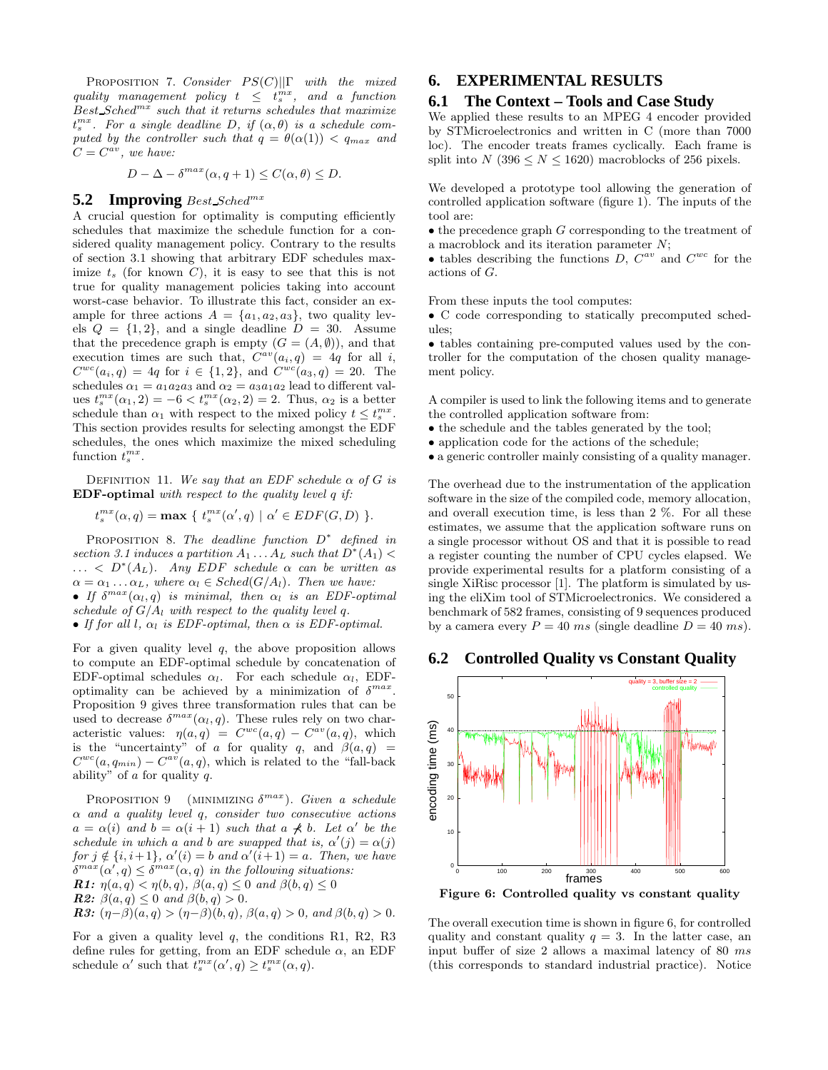PROPOSITION 7. *Consider $PS(C)||\Gamma$ with the mixed quality management policy $t \leq t_s^{mx}$, and a function $Best\_Sched^{mx}$ such that it returns schedules that maximize $t_s^{mx}$. For a single deadline $D$, if $(\alpha, \theta)$ is a schedule computed by the controller such that $q = \theta(\alpha(1)) < q_{max}$ and $C = C^{av}$, we have:*

$$D - \Delta - \delta^{max}(\alpha, q+1) \leq C(\alpha, \theta) \leq D.$$

## 5.2 Improving $Best\_Sched^{mx}$

A crucial question for optimality is computing efficiently schedules that maximize the schedule function for a considered quality management policy. Contrary to the results of section 3.1 showing that arbitrary EDF schedules maximize $t_s$ (for known $C$), it is easy to see that this is not true for quality management policies taking into account worst-case behavior. To illustrate this fact, consider an example for three actions $A = \{a_1, a_2, a_3\}$, two quality levels $Q = \{1, 2\}$, and a single deadline $D = 30$. Assume that the precedence graph is empty ($G = (A, \emptyset)$), and that execution times are such that, $C^{av}(a_i, q) = 4q$ for all $i$, $C^{wc}(a_i, q) = 4q$ for $i \in \{1, 2\}$, and $C^{wc}(a_3, q) = 20$. The schedules $\alpha_1 = a_1 a_2 a_3$ and $\alpha_2 = a_3 a_1 a_2$ lead to different values $t_s^{mx}(\alpha_1, 2) = -6 < t_s^{mx}(\alpha_2, 2) = 2$. Thus, $\alpha_2$ is a better schedule than $\alpha_1$ with respect to the mixed policy $t \leq t_s^{mx}$. This section provides results for selecting amongst the EDF schedules, the ones which maximize the mixed scheduling function $t_s^{mx}$.

DEFINITION 11. *We say that an EDF schedule $\alpha$ of $G$ is* **EDF-optimal** *with respect to the quality level $q$ if:*

$$t_s^{mx}(\alpha, q) = \mathbf{max} \; \{ \; t_s^{mx}(\alpha', q) \mid \alpha' \in EDF(G, D) \; \}.$$

PROPOSITION 8. *The deadline function $D^*$ defined in section 3.1 induces a partition $A_1 \ldots A_L$ such that $D^*(A_1) < \ldots < D^*(A_L)$. Any EDF schedule $\alpha$ can be written as $\alpha = \alpha_1 \ldots \alpha_L$, where $\alpha_l \in Sched(G/A_l)$. Then we have:*

- *If $\delta^{max}(\alpha_l, q)$ is minimal, then $\alpha_l$ is an EDF-optimal schedule of $G/A_l$ with respect to the quality level $q$.*
- *If for all $l$, $\alpha_l$ is EDF-optimal, then $\alpha$ is EDF-optimal.*

For a given quality level $q$, the above proposition allows to compute an EDF-optimal schedule by concatenation of EDF-optimal schedules $\alpha_l$. For each schedule $\alpha_l$, EDF-optimality can be achieved by a minimization of $\delta^{max}$. Proposition 9 gives three transformation rules that can be used to decrease $\delta^{max}(\alpha_l, q)$. These rules rely on two characteristic values: $\eta(a, q) = C^{wc}(a, q) - C^{av}(a, q)$, which is the "uncertainty" of $a$ for quality $q$, and $\beta(a, q) = C^{wc}(a, q_{min}) - C^{av}(a, q)$, which is related to the "fall-back ability" of $a$ for quality $q$.

PROPOSITION 9 (MINIMIZING $\delta^{max}$). *Given a schedule $\alpha$ and a quality level $q$, consider two consecutive actions $a = \alpha(i)$ and $b = \alpha(i+1)$ such that $a \not\prec b$. Let $\alpha'$ be the schedule in which $a$ and $b$ are swapped that is, $\alpha'(j) = \alpha(j)$ for $j \notin \{i, i+1\}$, $\alpha'(i) = b$ and $\alpha'(i+1) = a$. Then, we have $\delta^{max}(\alpha', q) \leq \delta^{max}(\alpha, q)$ in the following situations:*

***R1:*** *$\eta(a, q) < \eta(b, q)$, $\beta(a, q) \leq 0$ and $\beta(b, q) \leq 0$*
***R2:*** *$\beta(a, q) \leq 0$ and $\beta(b, q) > 0$.*
***R3:*** *$(\eta - \beta)(a, q) > (\eta - \beta)(b, q)$, $\beta(a, q) > 0$, and $\beta(b, q) > 0$.*

For a given a quality level $q$, the conditions R1, R2, R3 define rules for getting, from an EDF schedule $\alpha$, an EDF schedule $\alpha'$ such that $t_s^{mx}(\alpha', q) \geq t_s^{mx}(\alpha, q)$.

# 6. EXPERIMENTAL RESULTS

## 6.1 The Context – Tools and Case Study

We applied these results to an MPEG 4 encoder provided by STMicroelectronics and written in C (more than 7000 loc). The encoder treats frames cyclically. Each frame is split into $N$ ($396 \leq N \leq 1620$) macroblocks of 256 pixels.

We developed a prototype tool allowing the generation of controlled application software (figure 1). The inputs of the tool are:

- the precedence graph $G$ corresponding to the treatment of a macroblock and its iteration parameter $N$;
- tables describing the functions $D$, $C^{av}$ and $C^{wc}$ for the actions of $G$.

From these inputs the tool computes:

- C code corresponding to statically precomputed schedules;
- tables containing pre-computed values used by the controller for the computation of the chosen quality management policy.

A compiler is used to link the following items and to generate the controlled application software from:

- the schedule and the tables generated by the tool;
- application code for the actions of the schedule;
- a generic controller mainly consisting of a quality manager.

The overhead due to the instrumentation of the application software in the size of the compiled code, memory allocation, and overall execution time, is less than 2 %. For all these estimates, we assume that the application software runs on a single processor without OS and that it is possible to read a register counting the number of CPU cycles elapsed. We provide experimental results for a platform consisting of a single XiRisc processor [1]. The platform is simulated by using the eliXim tool of STMicroelectronics. We considered a benchmark of 582 frames, consisting of 9 sequences produced by a camera every $P = 40$ $ms$ (single deadline $D = 40$ $ms$).

## 6.2 Controlled Quality vs Constant Quality

**Figure 6: Controlled quality vs constant quality**

The overall execution time is shown in figure 6, for controlled quality and constant quality $q = 3$. In the latter case, an input buffer of size 2 allows a maximal latency of 80 $ms$ (this corresponds to standard industrial practice). Notice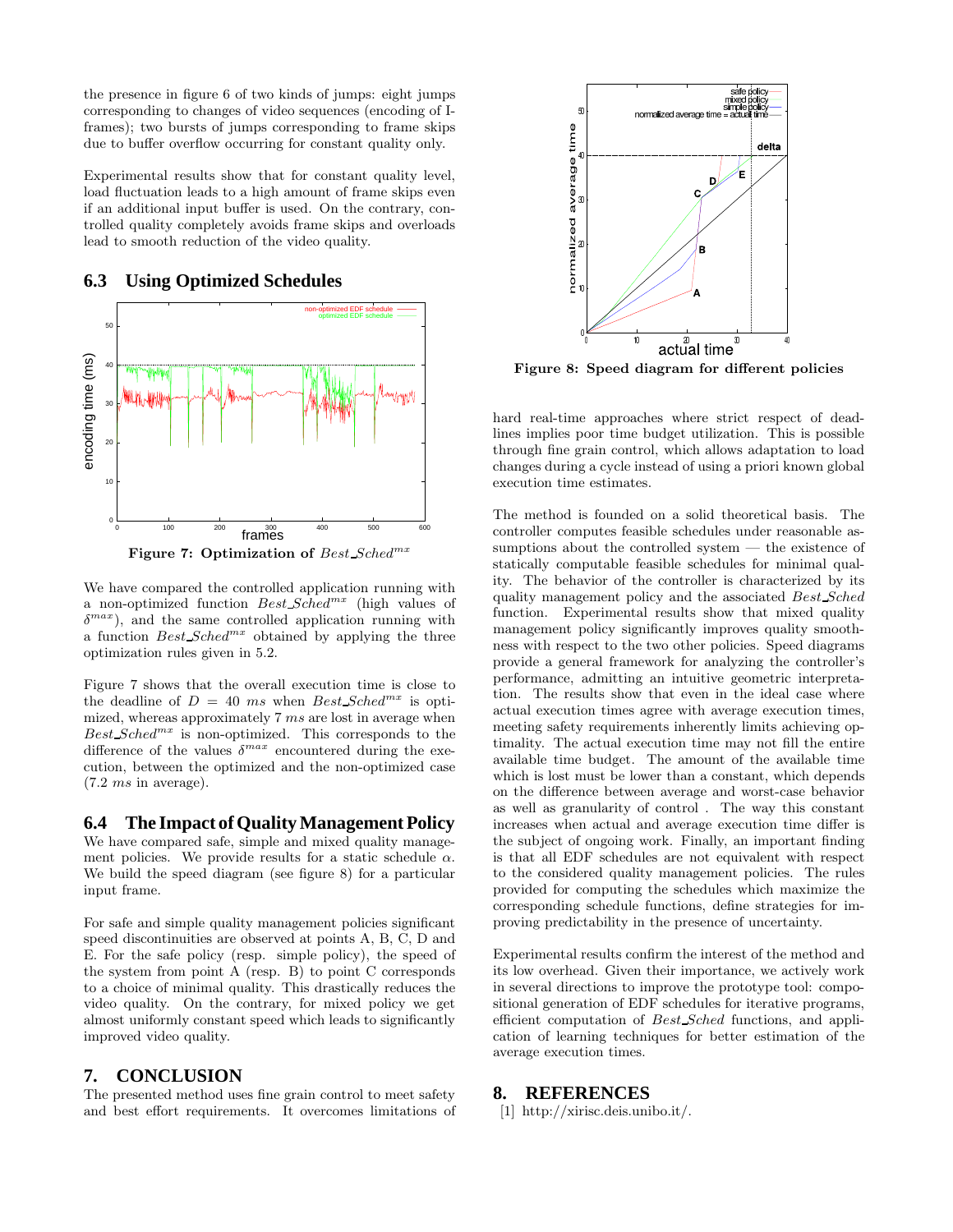the presence in figure 6 of two kinds of jumps: eight jumps corresponding to changes of video sequences (encoding of I-frames); two bursts of jumps corresponding to frame skips due to buffer overflow occurring for constant quality only.

Experimental results show that for constant quality level, load fluctuation leads to a high amount of frame skips even if an additional input buffer is used. On the contrary, controlled quality completely avoids frame skips and overloads lead to smooth reduction of the video quality.

### 6.3 Using Optimized Schedules

non-optimized EDF schedule
optimized EDF schedule
encoding time (ms)
0
10
20
30
40
50
0
100
200
300
400
500
600
frames

**Figure 7: Optimization of $Best\_Sched^{mx}$**

We have compared the controlled application running with a non-optimized function $Best\_Sched^{mx}$ (high values of $\delta^{max}$), and the same controlled application running with a function $Best\_Sched^{mx}$ obtained by applying the three optimization rules given in 5.2.

Figure 7 shows that the overall execution time is close to the deadline of $D = 40$ $ms$ when $Best\_Sched^{mx}$ is optimized, whereas approximately 7 $ms$ are lost in average when $Best\_Sched^{mx}$ is non-optimized. This corresponds to the difference of the values $\delta^{max}$ encountered during the execution, between the optimized and the non-optimized case (7.2 $ms$ in average).

### 6.4 The Impact of Quality Management Policy

We have compared safe, simple and mixed quality management policies. We provide results for a static schedule $\alpha$. We build the speed diagram (see figure 8) for a particular input frame.

For safe and simple quality management policies significant speed discontinuities are observed at points A, B, C, D and E. For the safe policy (resp. simple policy), the speed of the system from point A (resp. B) to point C corresponds to a choice of minimal quality. This drastically reduces the video quality. On the contrary, for mixed policy we get almost uniformly constant speed which leads to significantly improved video quality.

## 7. CONCLUSION

The presented method uses fine grain control to meet safety and best effort requirements. It overcomes limitations of

safe policy
mixed policy
simple policy
normalized average time = actual time
normalized average time
0
10
20
30
40
50
delta
A
B
C
D
E
0
10
20
30
40
actual time

**Figure 8: Speed diagram for different policies**

hard real-time approaches where strict respect of deadlines implies poor time budget utilization. This is possible through fine grain control, which allows adaptation to load changes during a cycle instead of using a priori known global execution time estimates.

The method is founded on a solid theoretical basis. The controller computes feasible schedules under reasonable assumptions about the controlled system — the existence of statically computable feasible schedules for minimal quality. The behavior of the controller is characterized by its quality management policy and the associated *Best_Sched* function. Experimental results show that mixed quality management policy significantly improves quality smoothness with respect to the two other policies. Speed diagrams provide a general framework for analyzing the controller's performance, admitting an intuitive geometric interpretation. The results show that even in the ideal case where actual execution times agree with average execution times, meeting safety requirements inherently limits achieving optimality. The actual execution time may not fill the entire available time budget. The amount of the available time which is lost must be lower than a constant, which depends on the difference between average and worst-case behavior as well as granularity of control . The way this constant increases when actual and average execution time differ is the subject of ongoing work. Finally, an important finding is that all EDF schedules are not equivalent with respect to the considered quality management policies. The rules provided for computing the schedules which maximize the corresponding schedule functions, define strategies for improving predictability in the presence of uncertainty.

Experimental results confirm the interest of the method and its low overhead. Given their importance, we actively work in several directions to improve the prototype tool: compositional generation of EDF schedules for iterative programs, efficient computation of *Best_Sched* functions, and application of learning techniques for better estimation of the average execution times.

## 8. REFERENCES

[1] http://xirisc.deis.unibo.it/.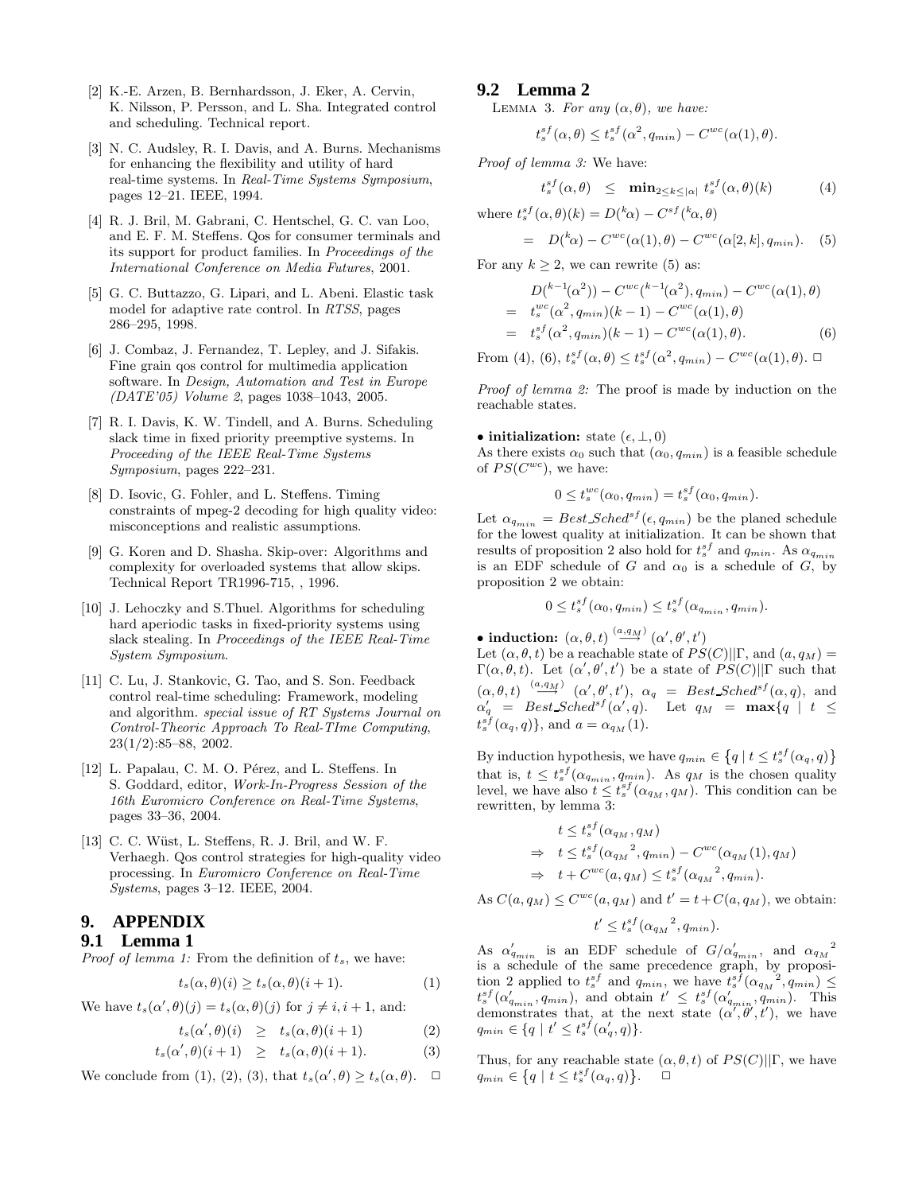[2] K.-E. Arzen, B. Bernhardsson, J. Eker, A. Cervin, K. Nilsson, P. Persson, and L. Sha. Integrated control and scheduling. Technical report.

[3] N. C. Audsley, R. I. Davis, and A. Burns. Mechanisms for enhancing the flexibility and utility of hard real-time systems. In *Real-Time Systems Symposium*, pages 12–21. IEEE, 1994.

[4] R. J. Bril, M. Gabrani, C. Hentschel, G. C. van Loo, and E. F. M. Steffens. Qos for consumer terminals and its support for product families. In *Proceedings of the International Conference on Media Futures*, 2001.

[5] G. C. Buttazzo, G. Lipari, and L. Abeni. Elastic task model for adaptive rate control. In *RTSS*, pages 286–295, 1998.

[6] J. Combaz, J. Fernandez, T. Lepley, and J. Sifakis. Fine grain qos control for multimedia application software. In *Design, Automation and Test in Europe (DATE'05) Volume 2*, pages 1038–1043, 2005.

[7] R. I. Davis, K. W. Tindell, and A. Burns. Scheduling slack time in fixed priority preemptive systems. In *Proceeding of the IEEE Real-Time Systems Symposium*, pages 222–231.

[8] D. Isovic, G. Fohler, and L. Steffens. Timing constraints of mpeg-2 decoding for high quality video: misconceptions and realistic assumptions.

[9] G. Koren and D. Shasha. Skip-over: Algorithms and complexity for overloaded systems that allow skips. Technical Report TR1996-715, , 1996.

[10] J. Lehoczky and S.Thuel. Algorithms for scheduling hard aperiodic tasks in fixed-priority systems using slack stealing. In *Proceedings of the IEEE Real-Time System Symposium*.

[11] C. Lu, J. Stankovic, G. Tao, and S. Son. Feedback control real-time scheduling: Framework, modeling and algorithm. *special issue of RT Systems Journal on Control-Theoric Approach To Real-TIme Computing*, 23(1/2):85–88, 2002.

[12] L. Papalau, C. M. O. Pérez, and L. Steffens. In S. Goddard, editor, *Work-In-Progress Session of the 16th Euromicro Conference on Real-Time Systems*, pages 33–36, 2004.

[13] C. C. Wüst, L. Steffens, R. J. Bril, and W. F. Verhaegh. Qos control strategies for high-quality video processing. In *Euromicro Conference on Real-Time Systems*, pages 3–12. IEEE, 2004.

# 9. APPENDIX

## 9.1 Lemma 1

*Proof of lemma 1:* From the definition of $t_s$, we have:

$$t_s(\alpha, \theta)(i) \geq t_s(\alpha, \theta)(i+1). \tag{1}$$

We have $t_s(\alpha', \theta)(j) = t_s(\alpha, \theta)(j)$ for $j \neq i, i+1$, and:

$$t_s(\alpha', \theta)(i) \geq t_s(\alpha, \theta)(i+1) \tag{2}$$

$$t_s(\alpha', \theta)(i+1) \geq t_s(\alpha, \theta)(i+1). \tag{3}$$

We conclude from (1), (2), (3), that $t_s(\alpha', \theta) \geq t_s(\alpha, \theta)$. $\square$

## 9.2 Lemma 2

LEMMA 3. *For any $(\alpha, \theta)$, we have:*

$$t_s^{sf}(\alpha, \theta) \leq t_s^{sf}(\alpha^2, q_{min}) - C^{wc}(\alpha(1), \theta).$$

*Proof of lemma 3:* We have:

$$t_s^{sf}(\alpha, \theta) \leq \mathbf{min}_{2 \leq k \leq |\alpha|} \; t_s^{sf}(\alpha, \theta)(k) \tag{4}$$

where $t_s^{sf}(\alpha, \theta)(k) = D(^k\alpha) - C^{sf}(^k\alpha, \theta)$

$$= D(^k\alpha) - C^{wc}(\alpha(1), \theta) - C^{wc}(\alpha[2,k], q_{min}). \tag{5}$$

For any $k \geq 2$, we can rewrite (5) as:

$$\begin{aligned} & D(^{k-1}(\alpha^2)) - C^{wc}(^{k-1}(\alpha^2), q_{min}) - C^{wc}(\alpha(1), \theta) \\ = \; & t_s^{wc}(\alpha^2, q_{min})(k-1) - C^{wc}(\alpha(1), \theta) \\ = \; & t_s^{sf}(\alpha^2, q_{min})(k-1) - C^{wc}(\alpha(1), \theta). \end{aligned} \tag{6}$$

From (4), (6), $t_s^{sf}(\alpha, \theta) \leq t_s^{sf}(\alpha^2, q_{min}) - C^{wc}(\alpha(1), \theta)$. $\square$

*Proof of lemma 2:* The proof is made by induction on the reachable states.

• **initialization:** state $(\epsilon, \perp, 0)$

As there exists $\alpha_0$ such that $(\alpha_0, q_{min})$ is a feasible schedule of $PS(C^{wc})$, we have:

$$0 \leq t_s^{wc}(\alpha_0, q_{min}) = t_s^{sf}(\alpha_0, q_{min}).$$

Let $\alpha_{q_{min}} = Best\_Sched^{sf}(\epsilon, q_{min})$ be the planed schedule for the lowest quality at initialization. It can be shown that results of proposition 2 also hold for $t_s^{sf}$ and $q_{min}$. As $\alpha_{q_{min}}$ is an EDF schedule of $G$ and $\alpha_0$ is a schedule of $G$, by proposition 2 we obtain:

$$0 \leq t_s^{sf}(\alpha_0, q_{min}) \leq t_s^{sf}(\alpha_{q_{min}}, q_{min}).$$

• **induction:** $(\alpha, \theta, t) \xrightarrow{(a, q_M)} (\alpha', \theta', t')$

Let $(\alpha, \theta, t)$ be a reachable state of $PS(C)||\Gamma$, and $(a, q_M) = \Gamma(\alpha, \theta, t)$. Let $(\alpha', \theta', t')$ be a state of $PS(C)||\Gamma$ such that $(\alpha, \theta, t) \xrightarrow{(a, q_M)} (\alpha', \theta', t')$, $\alpha_q = Best\_Sched^{sf}(\alpha, q)$, and $\alpha'_q = Best\_Sched^{sf}(\alpha', q)$. Let $q_M = \mathbf{max}\{q \mid t \leq t_s^{sf}(\alpha_q, q)\}$, and $a = \alpha_{q_M}(1)$.

By induction hypothesis, we have $q_{min} \in \{q \mid t \leq t_s^{sf}(\alpha_q, q)\}$ that is, $t \leq t_s^{sf}(\alpha_{q_{min}}, q_{min})$. As $q_M$ is the chosen quality level, we have also $t \leq t_s^{sf}(\alpha_{q_M}, q_M)$. This condition can be rewritten, by lemma 3:

$$\begin{aligned} & t \leq t_s^{sf}(\alpha_{q_M}, q_M) \\ \Rightarrow \; & t \leq t_s^{sf}({\alpha_{q_M}}^2, q_{min}) - C^{wc}(\alpha_{q_M}(1), q_M) \\ \Rightarrow \; & t + C^{wc}(a, q_M) \leq t_s^{sf}({\alpha_{q_M}}^2, q_{min}). \end{aligned}$$

As $C(a, q_M) \leq C^{wc}(a, q_M)$ and $t' = t + C(a, q_M)$, we obtain:

$$t' \leq t_s^{sf}({\alpha_{q_M}}^2, q_{min}).$$

As $\alpha'_{q_{min}}$ is an EDF schedule of $G/\alpha'_{q_{min}}$, and ${\alpha_{q_M}}^2$ is a schedule of the same precedence graph, by proposition 2 applied to $t_s^{sf}$ and $q_{min}$, we have $t_s^{sf}({\alpha_{q_M}}^2, q_{min}) \leq t_s^{sf}(\alpha'_{q_{min}}, q_{min})$, and obtain $t' \leq t_s^{sf}(\alpha'_{q_{min}}, q_{min})$. This demonstrates that, at the next state $(\alpha', \theta', t')$, we have $q_{min} \in \{q \mid t' \leq t_s^{sf}(\alpha'_q, q)\}$.

Thus, for any reachable state $(\alpha, \theta, t)$ of $PS(C)||\Gamma$, we have $q_{min} \in \{q \mid t \leq t_s^{sf}(\alpha_q, q)\}$. $\square$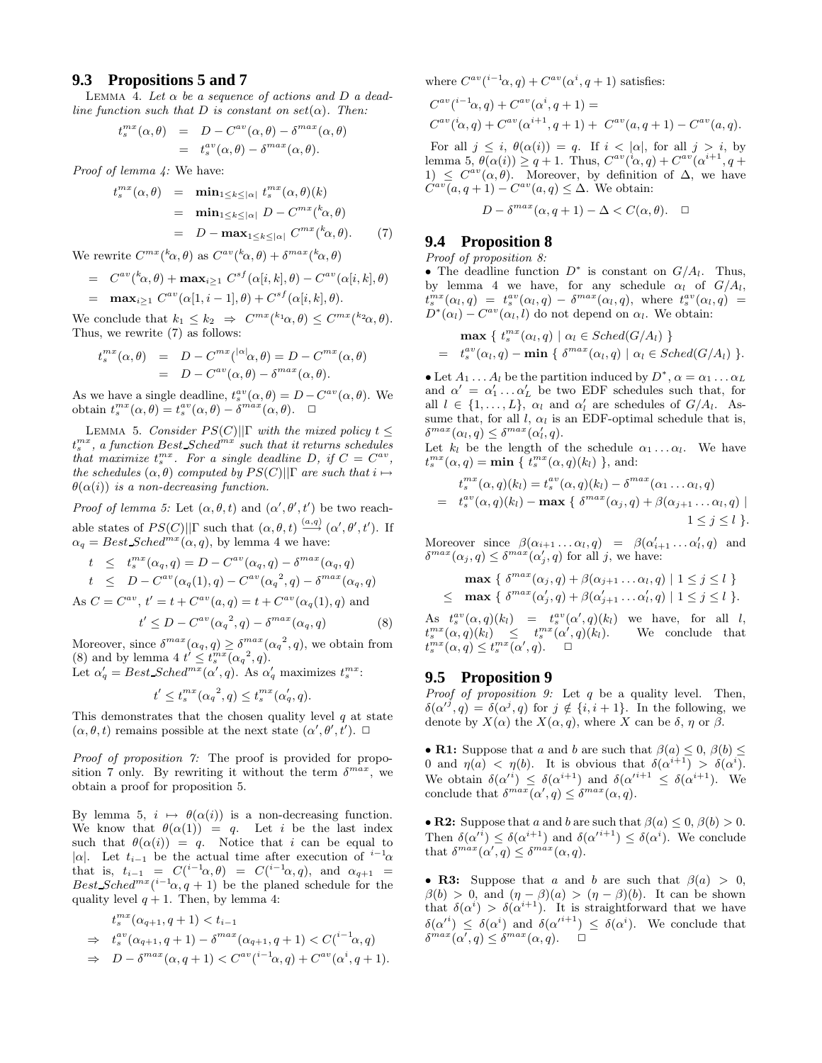## 9.3 Propositions 5 and 7

LEMMA 4. *Let $\alpha$ be a sequence of actions and $D$ a deadline function such that $D$ is constant on $set(\alpha)$. Then:*

$$
\begin{aligned}
t_s^{mx}(\alpha,\theta) &= D - C^{av}(\alpha,\theta) - \delta^{max}(\alpha,\theta) \\
&= t_s^{av}(\alpha,\theta) - \delta^{max}(\alpha,\theta).
\end{aligned}
$$

*Proof of lemma 4:* We have:

$$
\begin{aligned}
t_s^{mx}(\alpha,\theta) &= \mathbf{min}_{1\le k\le|\alpha|}\ t_s^{mx}(\alpha,\theta)(k) \\
&= \mathbf{min}_{1\le k\le|\alpha|}\ D - C^{mx}({}^k\alpha,\theta) \\
&= D - \mathbf{max}_{1\le k\le|\alpha|}\ C^{mx}({}^k\alpha,\theta). \qquad (7)
\end{aligned}
$$

We rewrite $C^{mx}({}^k\alpha,\theta)$ as $C^{av}({}^k\alpha,\theta) + \delta^{max}({}^k\alpha,\theta)$

$$
\begin{aligned}
&= C^{av}({}^k\alpha,\theta) + \mathbf{max}_{i\ge 1}\ C^{sf}(\alpha[i,k],\theta) - C^{av}(\alpha[i,k],\theta) \\
&= \mathbf{max}_{i\ge 1}\ C^{av}(\alpha[1,i-1],\theta) + C^{sf}(\alpha[i,k],\theta).
\end{aligned}
$$

We conclude that $k_1 \le k_2 \Rightarrow C^{mx}({}^{k_1}\alpha,\theta) \le C^{mx}({}^{k_2}\alpha,\theta)$. Thus, we rewrite (7) as follows:

$$
\begin{aligned}
t_s^{mx}(\alpha,\theta) &= D - C^{mx}({}^{|\alpha|}\alpha,\theta) = D - C^{mx}(\alpha,\theta) \\
&= D - C^{av}(\alpha,\theta) - \delta^{max}(\alpha,\theta).
\end{aligned}
$$

As we have a single deadline, $t_s^{av}(\alpha,\theta) = D - C^{av}(\alpha,\theta)$. We obtain $t_s^{mx}(\alpha,\theta) = t_s^{av}(\alpha,\theta) - \delta^{max}(\alpha,\theta)$. □

LEMMA 5. *Consider $PS(C)||\Gamma$ with the mixed policy $t \le t_s^{mx}$, a function $Best\_Sched^{mx}$ such that it returns schedules that maximize $t_s^{mx}$. For a single deadline $D$, if $C = C^{av}$, the schedules $(\alpha,\theta)$ computed by $PS(C)||\Gamma$ are such that $i \mapsto \theta(\alpha(i))$ is a non-decreasing function.*

*Proof of lemma 5:* Let $(\alpha,\theta,t)$ and $(\alpha',\theta',t')$ be two reachable states of $PS(C)||\Gamma$ such that $(\alpha,\theta,t) \xrightarrow{(a,q)} (\alpha',\theta',t')$. If $\alpha_q = Best\_Sched^{mx}(\alpha,q)$, by lemma 4 we have:

$$
\begin{aligned}
t &\le t_s^{mx}(\alpha_q,q) = D - C^{av}(\alpha_q,q) - \delta^{max}(\alpha_q,q) \\
t &\le D - C^{av}(\alpha_q(1),q) - C^{av}({\alpha_q}^2,q) - \delta^{max}(\alpha_q,q)
\end{aligned}
$$

As $C = C^{av}$, $t' = t + C^{av}(a,q) = t + C^{av}(\alpha_q(1),q)$ and

$$
t' \le D - C^{av}({\alpha_q}^2,q) - \delta^{max}(\alpha_q,q) \qquad (8)
$$

Moreover, since $\delta^{max}(\alpha_q,q) \ge \delta^{max}({\alpha_q}^2,q)$, we obtain from (8) and by lemma 4 $t' \le t_s^{mx}({\alpha_q}^2,q)$.
Let $\alpha'_q = Best\_Sched^{mx}(\alpha',q)$. As $\alpha'_q$ maximizes $t_s^{mx}$:

$$
t' \le t_s^{mx}({\alpha_q}^2,q) \le t_s^{mx}(\alpha'_q,q).
$$

This demonstrates that the chosen quality level $q$ at state $(\alpha,\theta,t)$ remains possible at the next state $(\alpha',\theta',t')$. □

*Proof of proposition 7:* The proof is provided for proposition 7 only. By rewriting it without the term $\delta^{max}$, we obtain a proof for proposition 5.

By lemma 5, $i \mapsto \theta(\alpha(i))$ is a non-decreasing function. We know that $\theta(\alpha(1)) = q$. Let $i$ be the last index such that $\theta(\alpha(i)) = q$. Notice that $i$ can be equal to $|\alpha|$. Let $t_{i-1}$ be the actual time after execution of ${}^{i-1}\alpha$ that is, $t_{i-1} = C({}^{i-1}\alpha,\theta) = C({}^{i-1}\alpha,q)$, and $\alpha_{q+1} = Best\_Sched^{mx}({}^{i-1}\alpha,q+1)$ be the planed schedule for the quality level $q+1$. Then, by lemma 4:

$$
\begin{aligned}
& t_s^{mx}(\alpha_{q+1},q+1) < t_{i-1} \\
\Rightarrow\ & t_s^{av}(\alpha_{q+1},q+1) - \delta^{max}(\alpha_{q+1},q+1) < C({}^{i-1}\alpha,q) \\
\Rightarrow\ & D - \delta^{max}(\alpha,q+1) < C^{av}({}^{i-1}\alpha,q) + C^{av}(\alpha^i,q+1).
\end{aligned}
$$

where $C^{av}({}^{i-1}\alpha,q) + C^{av}(\alpha^i,q+1)$ satisfies:

$$
\begin{aligned}
& C^{av}({}^{i-1}\alpha,q) + C^{av}(\alpha^i,q+1) = \\
& C^{av}({}^i\alpha,q) + C^{av}(\alpha^{i+1},q+1) + C^{av}(a,q+1) - C^{av}(a,q).
\end{aligned}
$$

For all $j \le i$, $\theta(\alpha(i)) = q$. If $i < |\alpha|$, for all $j > i$, by lemma 5, $\theta(\alpha(i)) \ge q+1$. Thus, $C^{av}({}^i\alpha,q) + C^{av}(\alpha^{i+1},q+1) \le C^{av}(\alpha,\theta)$. Moreover, by definition of $\Delta$, we have $C^{av}(a,q+1) - C^{av}(a,q) \le \Delta$. We obtain:

$$
D - \delta^{max}(\alpha,q+1) - \Delta < C(\alpha,\theta). \quad \square
$$

## 9.4 Proposition 8

*Proof of proposition 8:*

• The deadline function $D^*$ is constant on $G/A_l$. Thus, by lemma 4 we have, for any schedule $\alpha_l$ of $G/A_l$, $t_s^{mx}(\alpha_l,q) = t_s^{av}(\alpha_l,q) - \delta^{max}(\alpha_l,q)$, where $t_s^{av}(\alpha_l,q) = D^*(\alpha_l) - C^{av}(\alpha_l,l)$ do not depend on $\alpha_l$. We obtain:

$$
\begin{aligned}
& \mathbf{max}\ \{\ t_s^{mx}(\alpha_l,q) \mid \alpha_l \in Sched(G/A_l)\ \} \\
=\ & t_s^{av}(\alpha_l,q) - \mathbf{min}\ \{\ \delta^{max}(\alpha_l,q) \mid \alpha_l \in Sched(G/A_l)\ \}.
\end{aligned}
$$

• Let $A_1 \dots A_l$ be the partition induced by $D^*$, $\alpha = \alpha_1 \dots \alpha_L$ and $\alpha' = \alpha'_1 \dots \alpha'_L$ be two EDF schedules such that, for all $l \in \{1,\dots,L\}$, $\alpha_l$ and $\alpha'_l$ are schedules of $G/A_l$. Assume that, for all $l$, $\alpha_l$ is an EDF-optimal schedule that is, $\delta^{max}(\alpha_l,q) \le \delta^{max}(\alpha'_l,q)$.
Let $k_l$ be the length of the schedule $\alpha_1 \dots \alpha_l$. We have $t_s^{mx}(\alpha,q) = \mathbf{min}\ \{\ t_s^{mx}(\alpha,q)(k_l)\ \}$, and:

$$
\begin{aligned}
& t_s^{mx}(\alpha,q)(k_l) = t_s^{av}(\alpha,q)(k_l) - \delta^{max}(\alpha_1 \dots \alpha_l,q) \\
=\ & t_s^{av}(\alpha,q)(k_l) - \mathbf{max}\ \{\ \delta^{max}(\alpha_j,q) + \beta(\alpha_{j+1}\dots\alpha_l,q) \mid \\
& \qquad\qquad\qquad\qquad\qquad\qquad\qquad 1 \le j \le l\ \}.
\end{aligned}
$$

Moreover since $\beta(\alpha_{i+1}\dots\alpha_l,q) = \beta(\alpha'_{i+1}\dots\alpha'_l,q)$ and $\delta^{max}(\alpha_j,q) \le \delta^{max}(\alpha'_j,q)$ for all $j$, we have:

$$
\begin{aligned}
& \mathbf{max}\ \{\ \delta^{max}(\alpha_j,q) + \beta(\alpha_{j+1}\dots\alpha_l,q) \mid 1 \le j \le l\ \} \\
\le\ & \mathbf{max}\ \{\ \delta^{max}(\alpha'_j,q) + \beta(\alpha'_{j+1}\dots\alpha'_l,q) \mid 1 \le j \le l\ \}.
\end{aligned}
$$

As $t_s^{av}(\alpha,q)(k_l) = t_s^{av}(\alpha',q)(k_l)$ we have, for all $l$, $t_s^{mx}(\alpha,q)(k_l) \le t_s^{mx}(\alpha',q)(k_l)$. We conclude that $t_s^{mx}(\alpha,q) \le t_s^{mx}(\alpha',q)$. □

## 9.5 Proposition 9

*Proof of proposition 9:* Let $q$ be a quality level. Then, $\delta(\alpha'^j,q) = \delta(\alpha^j,q)$ for $j \notin \{i,i+1\}$. In the following, we denote by $X(\alpha)$ the $X(\alpha,q)$, where $X$ can be $\delta$, $\eta$ or $\beta$.

• **R1:** Suppose that $a$ and $b$ are such that $\beta(a) \le 0$, $\beta(b) \le 0$ and $\eta(a) < \eta(b)$. It is obvious that $\delta(\alpha^{i+1}) > \delta(\alpha^i)$. We obtain $\delta(\alpha'^i) \le \delta(\alpha^{i+1})$ and $\delta(\alpha'^{i+1}) \le \delta(\alpha^{i+1})$. We conclude that $\delta^{max}(\alpha',q) \le \delta^{max}(\alpha,q)$.

• **R2:** Suppose that $a$ and $b$ are such that $\beta(a) \le 0$, $\beta(b) > 0$. Then $\delta(\alpha'^i) \le \delta(\alpha^{i+1})$ and $\delta(\alpha'^{i+1}) \le \delta(\alpha^i)$. We conclude that $\delta^{max}(\alpha',q) \le \delta^{max}(\alpha,q)$.

• **R3:** Suppose that $a$ and $b$ are such that $\beta(a) > 0$, $\beta(b) > 0$, and $(\eta - \beta)(a) > (\eta - \beta)(b)$. It can be shown that $\delta(\alpha^i) > \delta(\alpha^{i+1})$. It is straightforward that we have $\delta(\alpha'^i) \le \delta(\alpha^i)$ and $\delta(\alpha'^{i+1}) \le \delta(\alpha^i)$. We conclude that $\delta^{max}(\alpha',q) \le \delta^{max}(\alpha,q)$. □